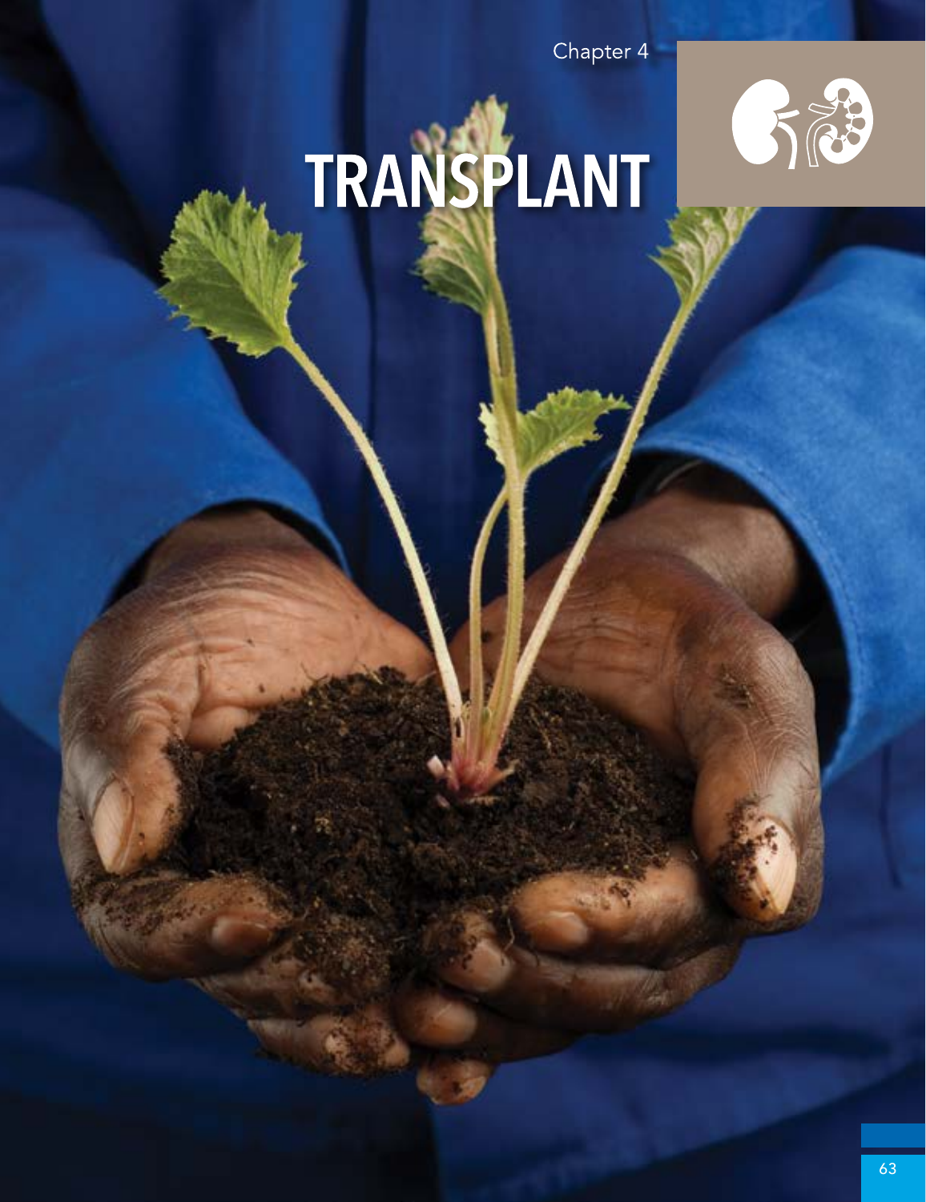Chapter 4

# TRANSPLANT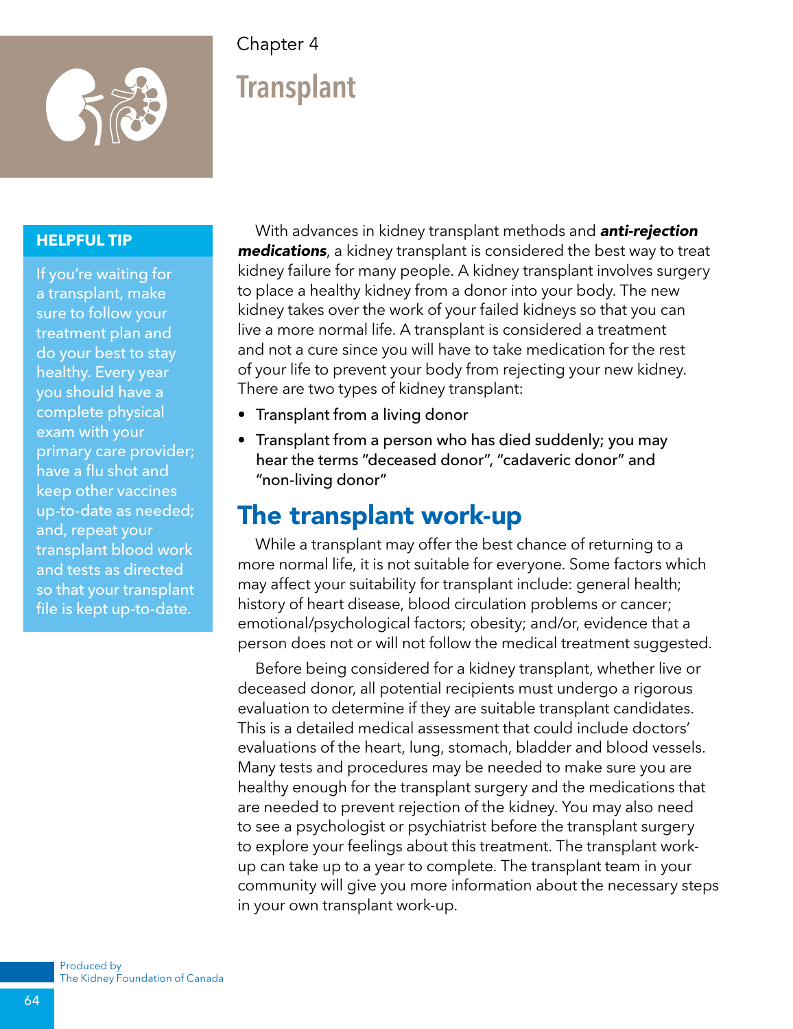Chapter 4

# Transplant

**HELPFUL TIP**

If you're waiting for a transplant, make sure to follow your treatment plan and do your best to stay healthy. Every year you should have a complete physical exam with your primary care provider; have a flu shot and keep other vaccines up-to-date as needed; and, repeat your transplant blood work and tests as directed so that your transplant file is kept up-to-date.

With advances in kidney transplant methods and ***anti-rejection medications***, a kidney transplant is considered the best way to treat kidney failure for many people. A kidney transplant involves surgery to place a healthy kidney from a donor into your body. The new kidney takes over the work of your failed kidneys so that you can live a more normal life. A transplant is considered a treatment and not a cure since you will have to take medication for the rest of your life to prevent your body from rejecting your new kidney. There are two types of kidney transplant:

- Transplant from a living donor
- Transplant from a person who has died suddenly; you may hear the terms "deceased donor", "cadaveric donor" and "non-living donor"

## The transplant work-up

While a transplant may offer the best chance of returning to a more normal life, it is not suitable for everyone. Some factors which may affect your suitability for transplant include: general health; history of heart disease, blood circulation problems or cancer; emotional/psychological factors; obesity; and/or, evidence that a person does not or will not follow the medical treatment suggested.

Before being considered for a kidney transplant, whether live or deceased donor, all potential recipients must undergo a rigorous evaluation to determine if they are suitable transplant candidates. This is a detailed medical assessment that could include doctors' evaluations of the heart, lung, stomach, bladder and blood vessels. Many tests and procedures may be needed to make sure you are healthy enough for the transplant surgery and the medications that are needed to prevent rejection of the kidney. You may also need to see a psychologist or psychiatrist before the transplant surgery to explore your feelings about this treatment. The transplant work-up can take up to a year to complete. The transplant team in your community will give you more information about the necessary steps in your own transplant work-up.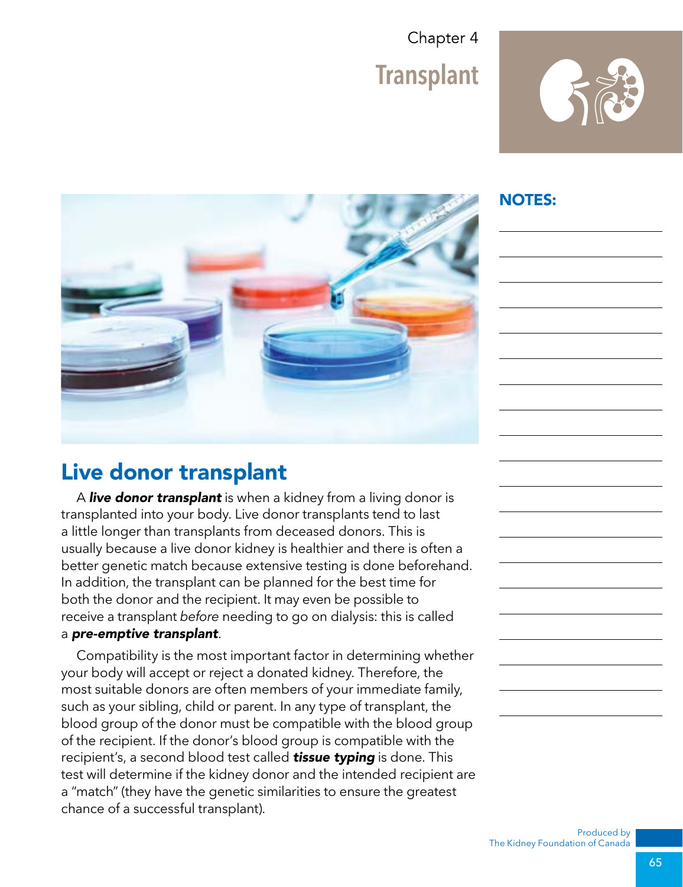Chapter 4

# Transplant

**NOTES:**

## Live donor transplant

A ***live donor transplant*** is when a kidney from a living donor is transplanted into your body. Live donor transplants tend to last a little longer than transplants from deceased donors. This is usually because a live donor kidney is healthier and there is often a better genetic match because extensive testing is done beforehand. In addition, the transplant can be planned for the best time for both the donor and the recipient. It may even be possible to receive a transplant *before* needing to go on dialysis: this is called a ***pre-emptive transplant***.

Compatibility is the most important factor in determining whether your body will accept or reject a donated kidney. Therefore, the most suitable donors are often members of your immediate family, such as your sibling, child or parent. In any type of transplant, the blood group of the donor must be compatible with the blood group of the recipient. If the donor's blood group is compatible with the recipient's, a second blood test called ***tissue typing*** is done. This test will determine if the kidney donor and the intended recipient are a "match" (they have the genetic similarities to ensure the greatest chance of a successful transplant).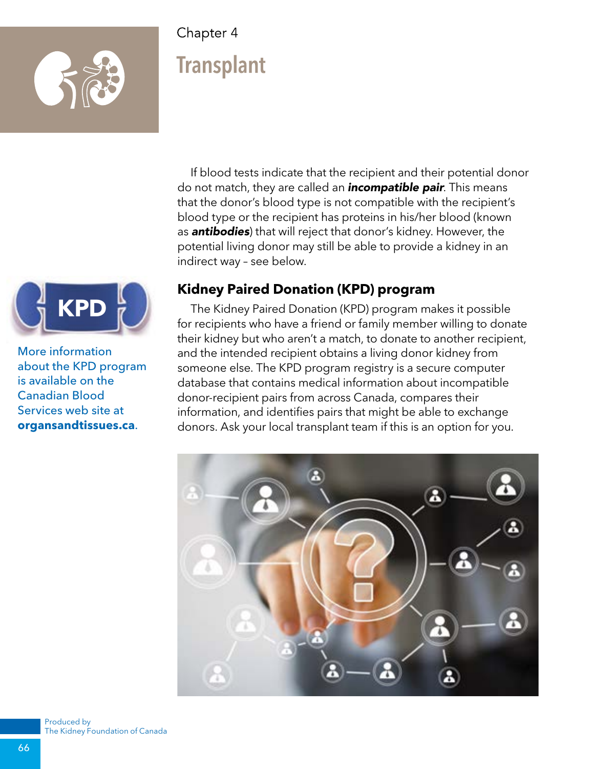Chapter 4

# Transplant

If blood tests indicate that the recipient and their potential donor do not match, they are called an ***incompatible pair***. This means that the donor's blood type is not compatible with the recipient's blood type or the recipient has proteins in his/her blood (known as ***antibodies***) that will reject that donor's kidney. However, the potential living donor may still be able to provide a kidney in an indirect way – see below.

## Kidney Paired Donation (KPD) program

The Kidney Paired Donation (KPD) program makes it possible for recipients who have a friend or family member willing to donate their kidney but who aren't a match, to donate to another recipient, and the intended recipient obtains a living donor kidney from someone else. The KPD program registry is a secure computer database that contains medical information about incompatible donor-recipient pairs from across Canada, compares their information, and identifies pairs that might be able to exchange donors. Ask your local transplant team if this is an option for you.

More information about the KPD program is available on the Canadian Blood Services web site at **organsandtissues.ca**.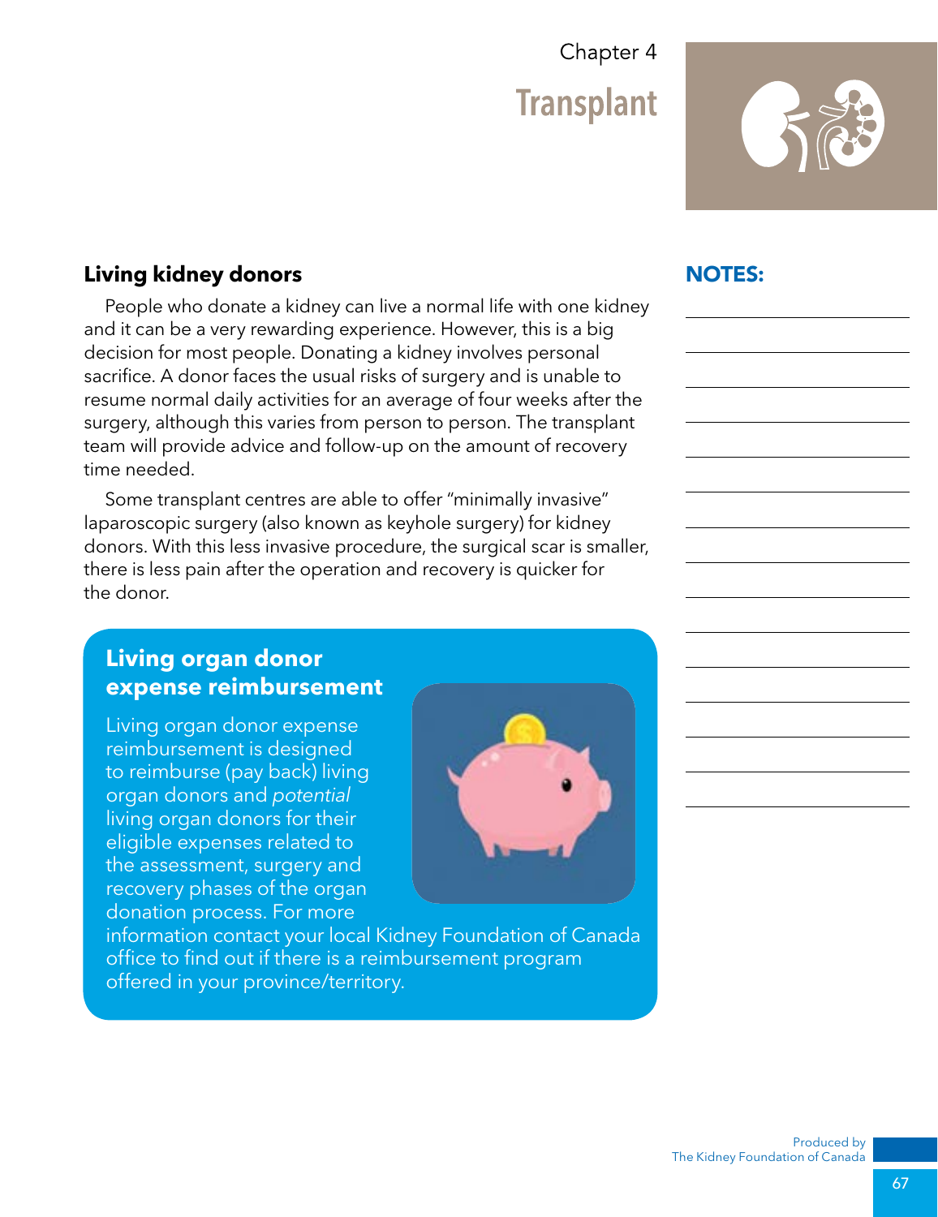## Chapter 4

# Transplant

### Living kidney donors

People who donate a kidney can live a normal life with one kidney and it can be a very rewarding experience. However, this is a big decision for most people. Donating a kidney involves personal sacrifice. A donor faces the usual risks of surgery and is unable to resume normal daily activities for an average of four weeks after the surgery, although this varies from person to person. The transplant team will provide advice and follow-up on the amount of recovery time needed.

Some transplant centres are able to offer "minimally invasive" laparoscopic surgery (also known as keyhole surgery) for kidney donors. With this less invasive procedure, the surgical scar is smaller, there is less pain after the operation and recovery is quicker for the donor.

### Living organ donor expense reimbursement

Living organ donor expense reimbursement is designed to reimburse (pay back) living organ donors and *potential* living organ donors for their eligible expenses related to the assessment, surgery and recovery phases of the organ donation process. For more information contact your local Kidney Foundation of Canada office to find out if there is a reimbursement program offered in your province/territory.

**NOTES:**

Produced by
The Kidney Foundation of Canada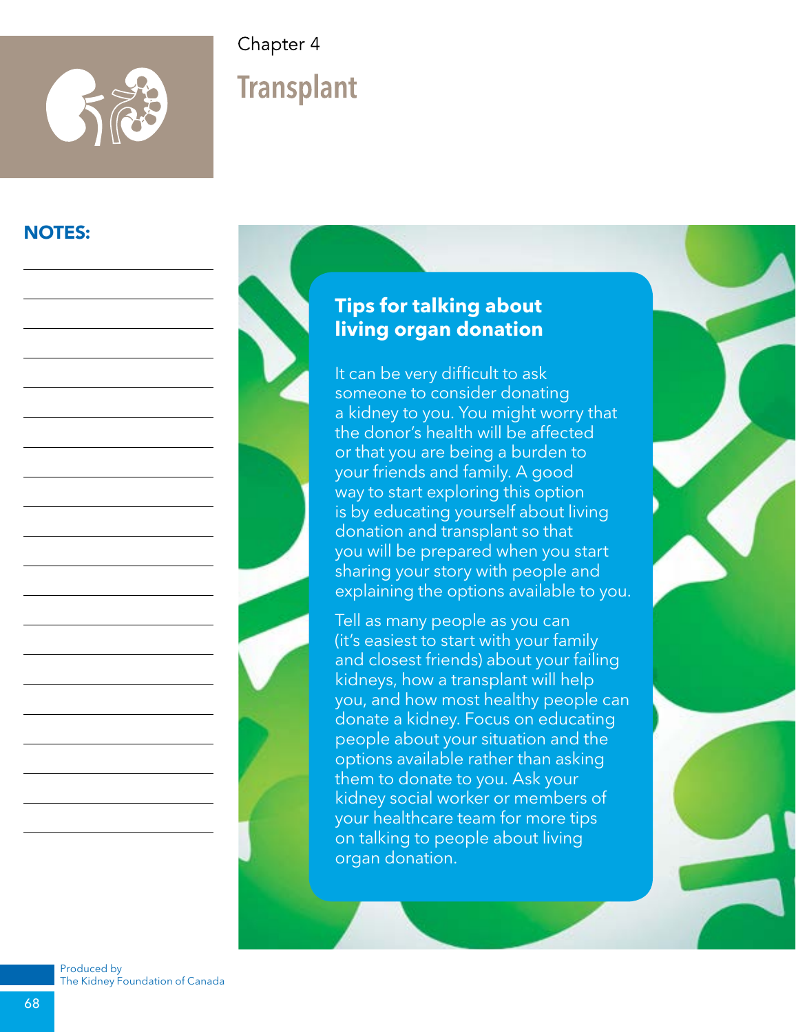Chapter 4

# Transplant

**NOTES:**

## Tips for talking about living organ donation

It can be very difficult to ask someone to consider donating a kidney to you. You might worry that the donor's health will be affected or that you are being a burden to your friends and family. A good way to start exploring this option is by educating yourself about living donation and transplant so that you will be prepared when you start sharing your story with people and explaining the options available to you.

Tell as many people as you can (it's easiest to start with your family and closest friends) about your failing kidneys, how a transplant will help you, and how most healthy people can donate a kidney. Focus on educating people about your situation and the options available rather than asking them to donate to you. Ask your kidney social worker or members of your healthcare team for more tips on talking to people about living organ donation.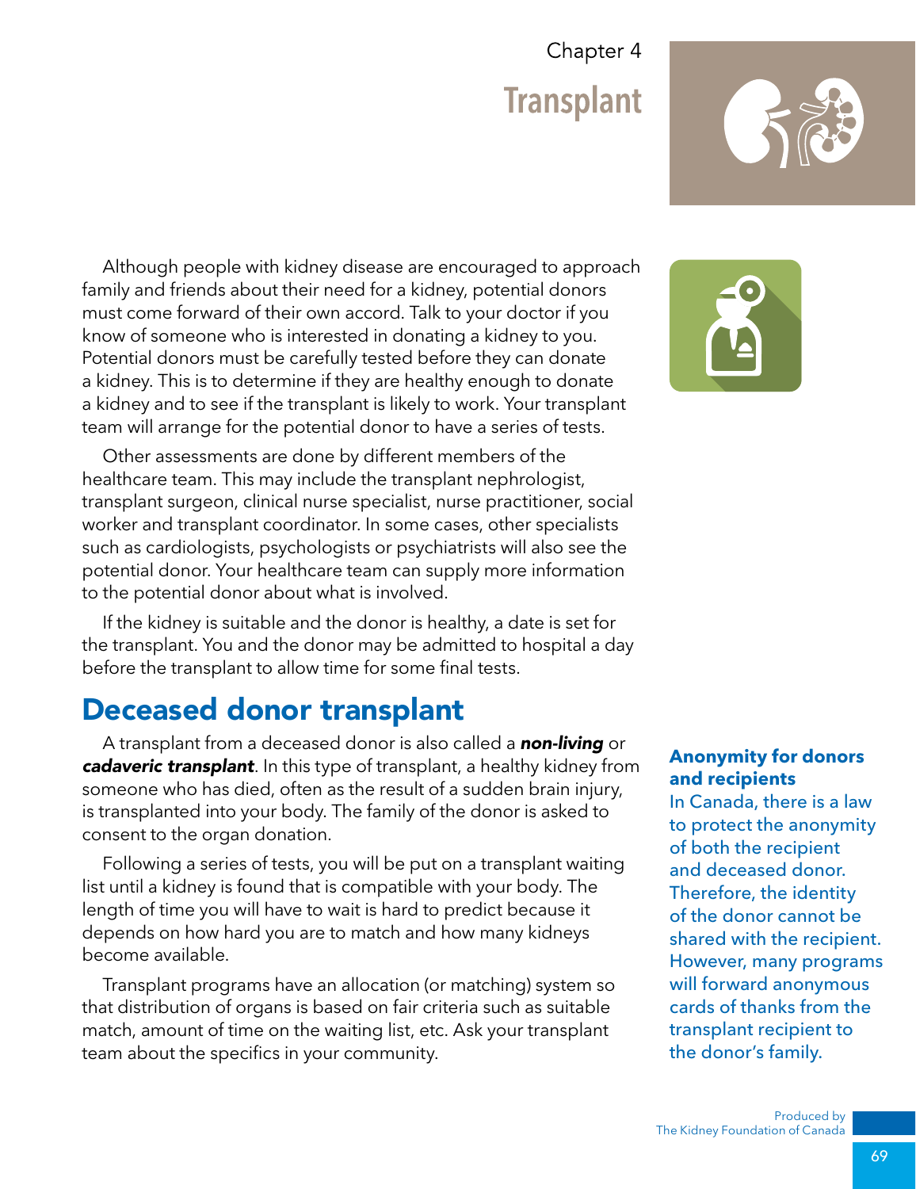Chapter 4

# Transplant

Although people with kidney disease are encouraged to approach family and friends about their need for a kidney, potential donors must come forward of their own accord. Talk to your doctor if you know of someone who is interested in donating a kidney to you. Potential donors must be carefully tested before they can donate a kidney. This is to determine if they are healthy enough to donate a kidney and to see if the transplant is likely to work. Your transplant team will arrange for the potential donor to have a series of tests.

Other assessments are done by different members of the healthcare team. This may include the transplant nephrologist, transplant surgeon, clinical nurse specialist, nurse practitioner, social worker and transplant coordinator. In some cases, other specialists such as cardiologists, psychologists or psychiatrists will also see the potential donor. Your healthcare team can supply more information to the potential donor about what is involved.

If the kidney is suitable and the donor is healthy, a date is set for the transplant. You and the donor may be admitted to hospital a day before the transplant to allow time for some final tests.

## Deceased donor transplant

A transplant from a deceased donor is also called a ***non-living*** or ***cadaveric transplant***. In this type of transplant, a healthy kidney from someone who has died, often as the result of a sudden brain injury, is transplanted into your body. The family of the donor is asked to consent to the organ donation.

Following a series of tests, you will be put on a transplant waiting list until a kidney is found that is compatible with your body. The length of time you will have to wait is hard to predict because it depends on how hard you are to match and how many kidneys become available.

Transplant programs have an allocation (or matching) system so that distribution of organs is based on fair criteria such as suitable match, amount of time on the waiting list, etc. Ask your transplant team about the specifics in your community.

**Anonymity for donors and recipients**

In Canada, there is a law to protect the anonymity of both the recipient and deceased donor. Therefore, the identity of the donor cannot be shared with the recipient. However, many programs will forward anonymous cards of thanks from the transplant recipient to the donor's family.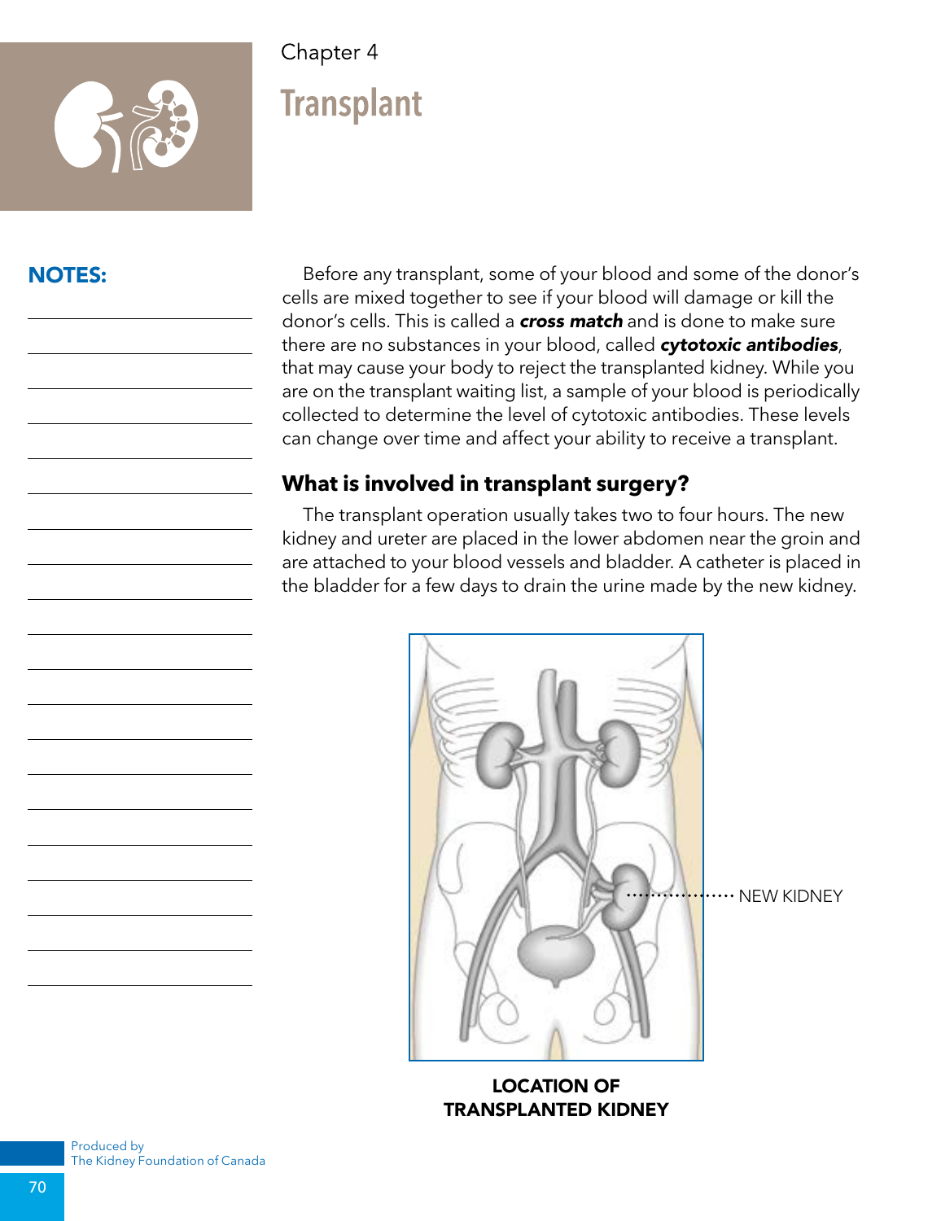Chapter 4

# Transplant

**NOTES:**

Before any transplant, some of your blood and some of the donor's cells are mixed together to see if your blood will damage or kill the donor's cells. This is called a ***cross match*** and is done to make sure there are no substances in your blood, called ***cytotoxic antibodies***, that may cause your body to reject the transplanted kidney. While you are on the transplant waiting list, a sample of your blood is periodically collected to determine the level of cytotoxic antibodies. These levels can change over time and affect your ability to receive a transplant.

## What is involved in transplant surgery?

The transplant operation usually takes two to four hours. The new kidney and ureter are placed in the lower abdomen near the groin and are attached to your blood vessels and bladder. A catheter is placed in the bladder for a few days to drain the urine made by the new kidney.

NEW KIDNEY

**LOCATION OF TRANSPLANTED KIDNEY**

Produced by The Kidney Foundation of Canada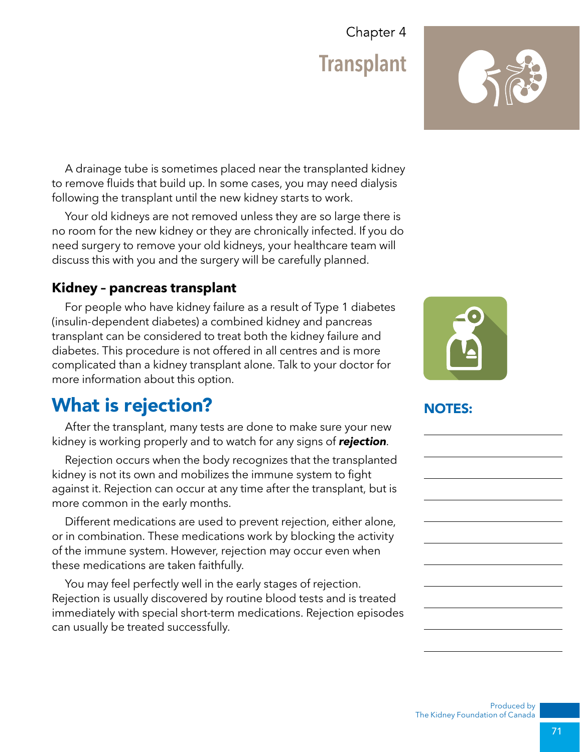A drainage tube is sometimes placed near the transplanted kidney to remove fluids that build up. In some cases, you may need dialysis following the transplant until the new kidney starts to work.

Your old kidneys are not removed unless they are so large there is no room for the new kidney or they are chronically infected. If you do need surgery to remove your old kidneys, your healthcare team will discuss this with you and the surgery will be carefully planned.

### Kidney – pancreas transplant

For people who have kidney failure as a result of Type 1 diabetes (insulin-dependent diabetes) a combined kidney and pancreas transplant can be considered to treat both the kidney failure and diabetes. This procedure is not offered in all centres and is more complicated than a kidney transplant alone. Talk to your doctor for more information about this option.

## What is rejection?

After the transplant, many tests are done to make sure your new kidney is working properly and to watch for any signs of ***rejection***.

Rejection occurs when the body recognizes that the transplanted kidney is not its own and mobilizes the immune system to fight against it. Rejection can occur at any time after the transplant, but is more common in the early months.

Different medications are used to prevent rejection, either alone, or in combination. These medications work by blocking the activity of the immune system. However, rejection may occur even when these medications are taken faithfully.

You may feel perfectly well in the early stages of rejection. Rejection is usually discovered by routine blood tests and is treated immediately with special short-term medications. Rejection episodes can usually be treated successfully.

**NOTES:**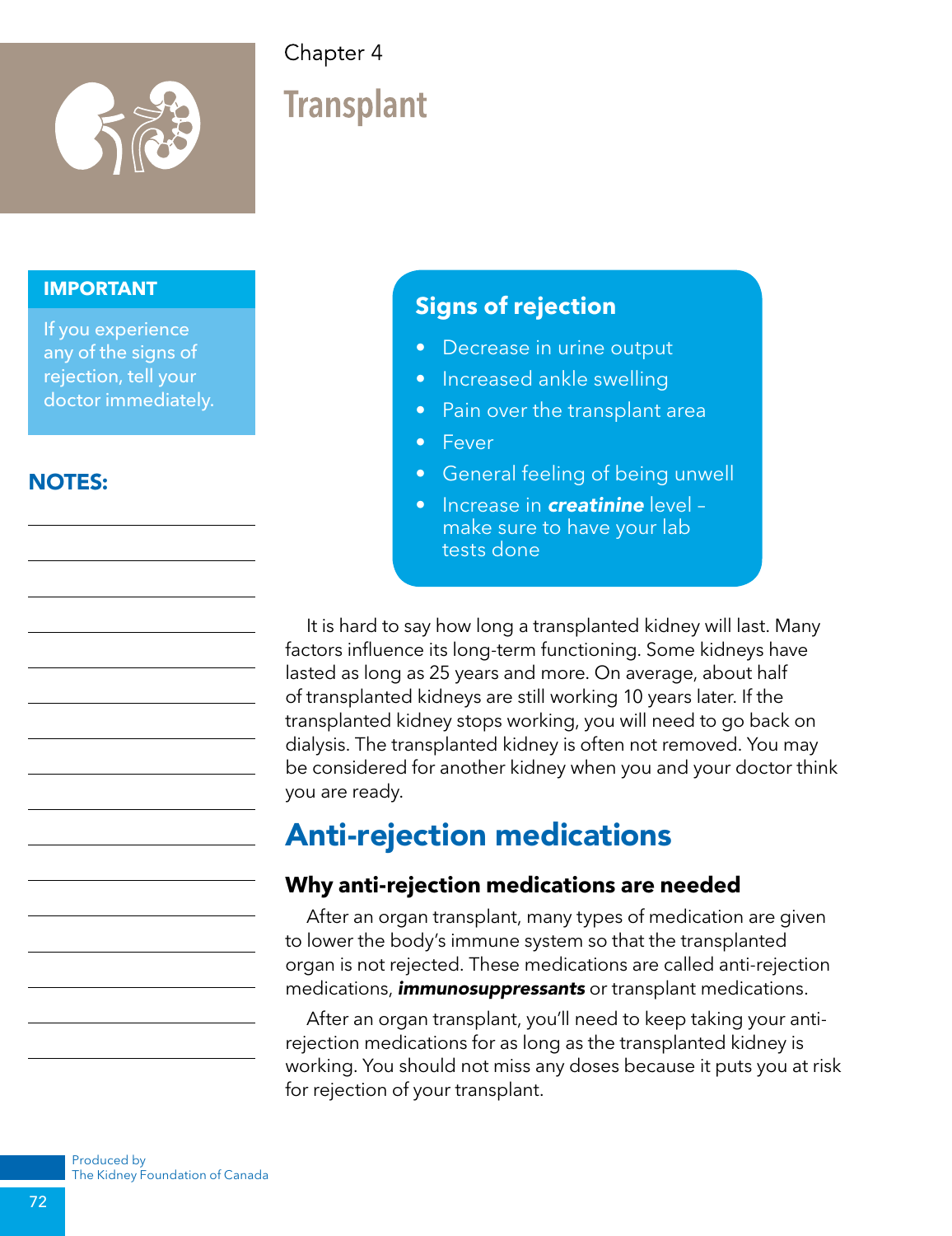Chapter 4

# Transplant

**IMPORTANT**

If you experience any of the signs of rejection, tell your doctor immediately.

**NOTES:**

### Signs of rejection

- Decrease in urine output
- Increased ankle swelling
- Pain over the transplant area
- Fever
- General feeling of being unwell
- Increase in ***creatinine*** level – make sure to have your lab tests done

It is hard to say how long a transplanted kidney will last. Many factors influence its long-term functioning. Some kidneys have lasted as long as 25 years and more. On average, about half of transplanted kidneys are still working 10 years later. If the transplanted kidney stops working, you will need to go back on dialysis. The transplanted kidney is often not removed. You may be considered for another kidney when you and your doctor think you are ready.

## Anti-rejection medications

### Why anti-rejection medications are needed

After an organ transplant, many types of medication are given to lower the body's immune system so that the transplanted organ is not rejected. These medications are called anti-rejection medications, ***immunosuppressants*** or transplant medications.

After an organ transplant, you'll need to keep taking your anti-rejection medications for as long as the transplanted kidney is working. You should not miss any doses because it puts you at risk for rejection of your transplant.

Produced by
The Kidney Foundation of Canada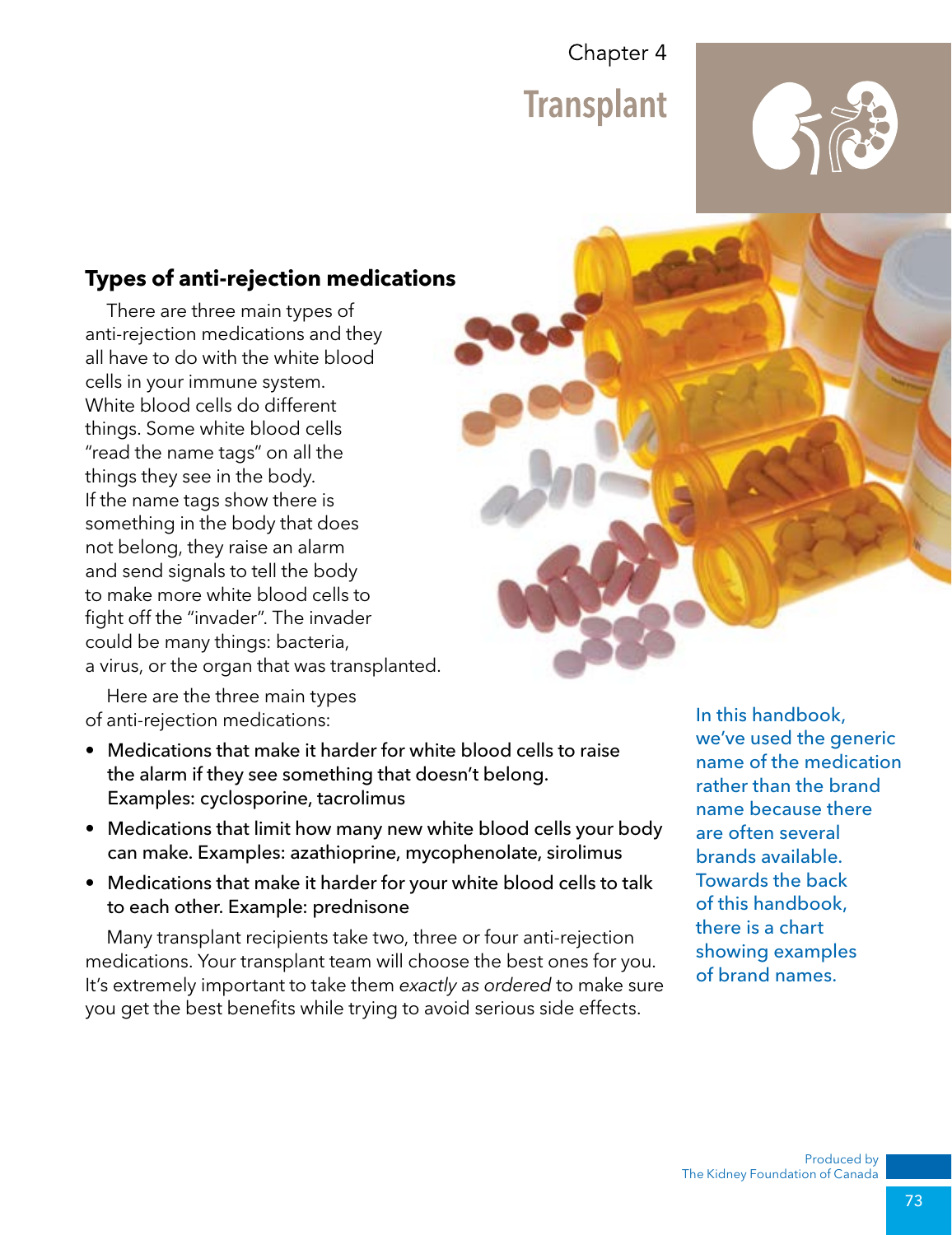Chapter 4

# Transplant

## Types of anti-rejection medications

There are three main types of anti-rejection medications and they all have to do with the white blood cells in your immune system. White blood cells do different things. Some white blood cells "read the name tags" on all the things they see in the body. If the name tags show there is something in the body that does not belong, they raise an alarm and send signals to tell the body to make more white blood cells to fight off the "invader". The invader could be many things: bacteria, a virus, or the organ that was transplanted.

Here are the three main types of anti-rejection medications:

- Medications that make it harder for white blood cells to raise the alarm if they see something that doesn't belong. Examples: cyclosporine, tacrolimus
- Medications that limit how many new white blood cells your body can make. Examples: azathioprine, mycophenolate, sirolimus
- Medications that make it harder for your white blood cells to talk to each other. Example: prednisone

Many transplant recipients take two, three or four anti-rejection medications. Your transplant team will choose the best ones for you. It's extremely important to take them *exactly as ordered* to make sure you get the best benefits while trying to avoid serious side effects.

In this handbook, we've used the generic name of the medication rather than the brand name because there are often several brands available. Towards the back of this handbook, there is a chart showing examples of brand names.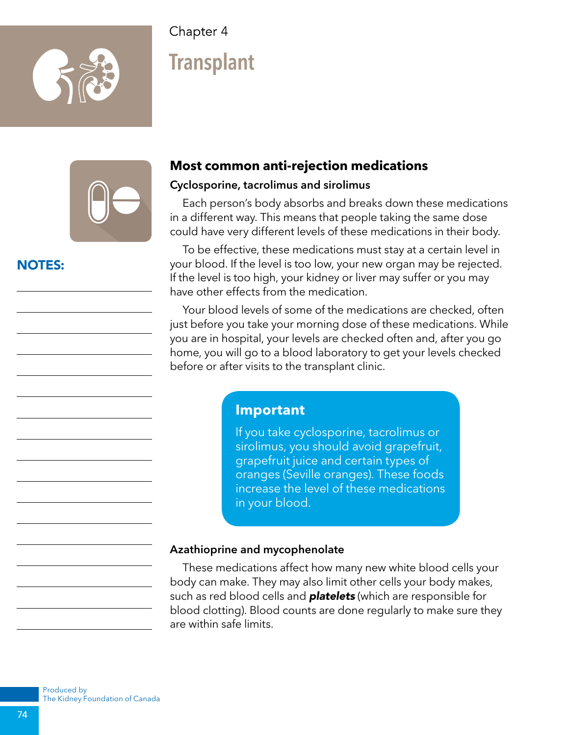Chapter 4

# Transplant

**NOTES:**

## Most common anti-rejection medications

### Cyclosporine, tacrolimus and sirolimus

Each person's body absorbs and breaks down these medications in a different way. This means that people taking the same dose could have very different levels of these medications in their body.

To be effective, these medications must stay at a certain level in your blood. If the level is too low, your new organ may be rejected. If the level is too high, your kidney or liver may suffer or you may have other effects from the medication.

Your blood levels of some of the medications are checked, often just before you take your morning dose of these medications. While you are in hospital, your levels are checked often and, after you go home, you will go to a blood laboratory to get your levels checked before or after visits to the transplant clinic.

> **Important**
>
> If you take cyclosporine, tacrolimus or sirolimus, you should avoid grapefruit, grapefruit juice and certain types of oranges (Seville oranges). These foods increase the level of these medications in your blood.

### Azathioprine and mycophenolate

These medications affect how many new white blood cells your body can make. They may also limit other cells your body makes, such as red blood cells and ***platelets*** (which are responsible for blood clotting). Blood counts are done regularly to make sure they are within safe limits.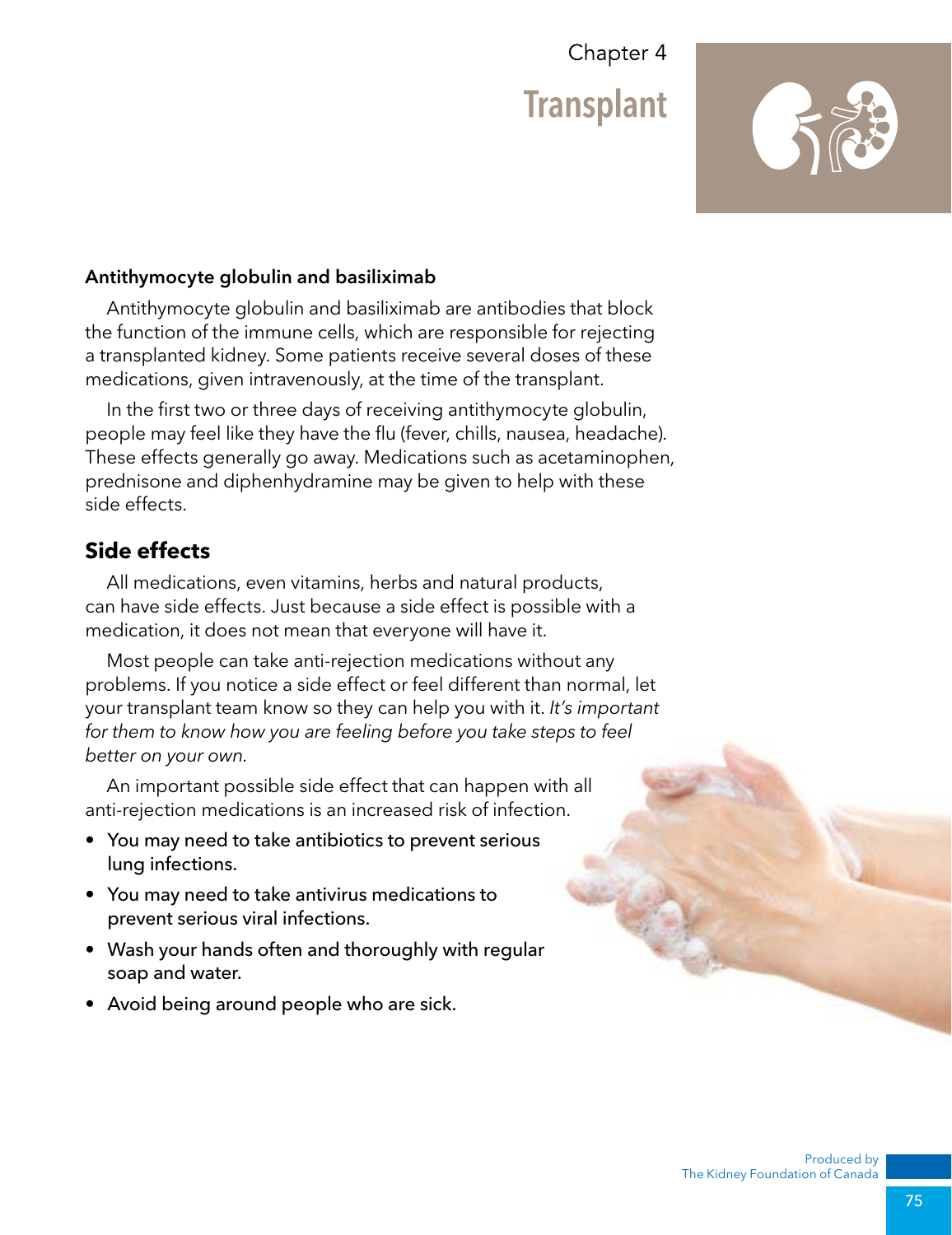#### Antithymocyte globulin and basiliximab

Antithymocyte globulin and basiliximab are antibodies that block the function of the immune cells, which are responsible for rejecting a transplanted kidney. Some patients receive several doses of these medications, given intravenously, at the time of the transplant.

In the first two or three days of receiving antithymocyte globulin, people may feel like they have the flu (fever, chills, nausea, headache). These effects generally go away. Medications such as acetaminophen, prednisone and diphenhydramine may be given to help with these side effects.

### Side effects

All medications, even vitamins, herbs and natural products, can have side effects. Just because a side effect is possible with a medication, it does not mean that everyone will have it.

Most people can take anti-rejection medications without any problems. If you notice a side effect or feel different than normal, let your transplant team know so they can help you with it. *It's important for them to know how you are feeling before you take steps to feel better on your own.*

An important possible side effect that can happen with all anti-rejection medications is an increased risk of infection.

- You may need to take antibiotics to prevent serious lung infections.
- You may need to take antivirus medications to prevent serious viral infections.
- Wash your hands often and thoroughly with regular soap and water.
- Avoid being around people who are sick.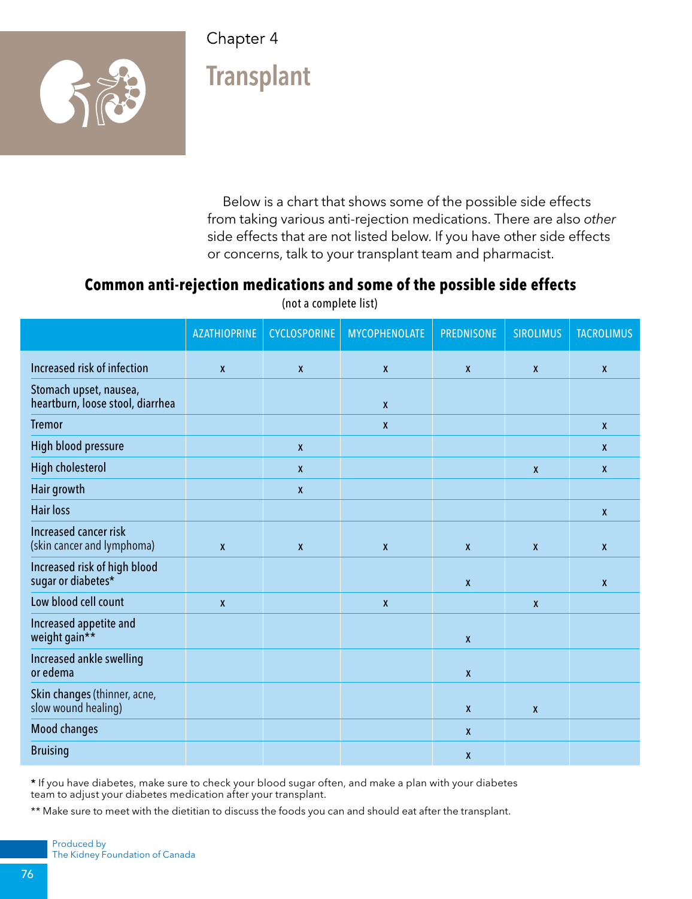Chapter 4

# Transplant

Below is a chart that shows some of the possible side effects from taking various anti-rejection medications. There are also *other* side effects that are not listed below. If you have other side effects or concerns, talk to your transplant team and pharmacist.

## Common anti-rejection medications and some of the possible side effects

(not a complete list)

| | AZATHIOPRINE | CYCLOSPORINE | MYCOPHENOLATE | PREDNISONE | SIROLIMUS | TACROLIMUS |
|---|---|---|---|---|---|---|
| Increased risk of infection | x | x | x | x | x | x |
| Stomach upset, nausea, heartburn, loose stool, diarrhea | | | x | | | |
| Tremor | | | x | | | x |
| High blood pressure | | x | | | | x |
| High cholesterol | | x | | | x | x |
| Hair growth | | x | | | | |
| Hair loss | | | | | | x |
| Increased cancer risk (skin cancer and lymphoma) | x | x | x | x | x | x |
| Increased risk of high blood sugar or diabetes* | | | | x | | x |
| Low blood cell count | x | | x | | x | |
| Increased appetite and weight gain** | | | | x | | |
| Increased ankle swelling or edema | | | | x | | |
| Skin changes (thinner, acne, slow wound healing) | | | | x | x | |
| Mood changes | | | | x | | |
| Bruising | | | | x | | |

* If you have diabetes, make sure to check your blood sugar often, and make a plan with your diabetes team to adjust your diabetes medication after your transplant.

** Make sure to meet with the dietitian to discuss the foods you can and should eat after the transplant.

Produced by
The Kidney Foundation of Canada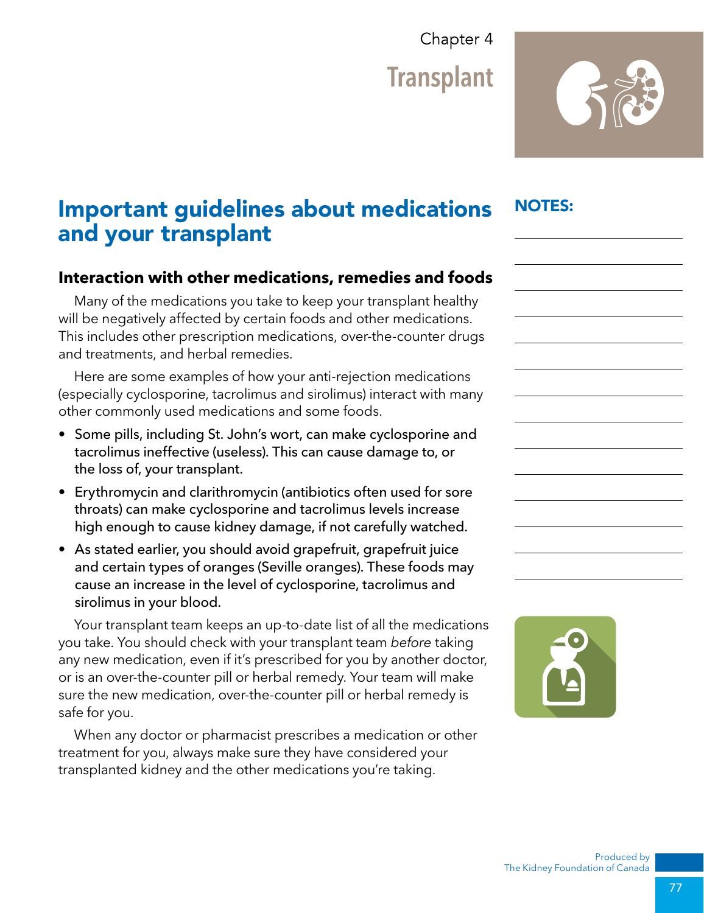Chapter 4

# Transplant

## Important guidelines about medications and your transplant

NOTES:

### Interaction with other medications, remedies and foods

Many of the medications you take to keep your transplant healthy will be negatively affected by certain foods and other medications. This includes other prescription medications, over-the-counter drugs and treatments, and herbal remedies.

Here are some examples of how your anti-rejection medications (especially cyclosporine, tacrolimus and sirolimus) interact with many other commonly used medications and some foods.

- Some pills, including St. John's wort, can make cyclosporine and tacrolimus ineffective (useless). This can cause damage to, or the loss of, your transplant.
- Erythromycin and clarithromycin (antibiotics often used for sore throats) can make cyclosporine and tacrolimus levels increase high enough to cause kidney damage, if not carefully watched.
- As stated earlier, you should avoid grapefruit, grapefruit juice and certain types of oranges (Seville oranges). These foods may cause an increase in the level of cyclosporine, tacrolimus and sirolimus in your blood.

Your transplant team keeps an up-to-date list of all the medications you take. You should check with your transplant team *before* taking any new medication, even if it's prescribed for you by another doctor, or is an over-the-counter pill or herbal remedy. Your team will make sure the new medication, over-the-counter pill or herbal remedy is safe for you.

When any doctor or pharmacist prescribes a medication or other treatment for you, always make sure they have considered your transplanted kidney and the other medications you're taking.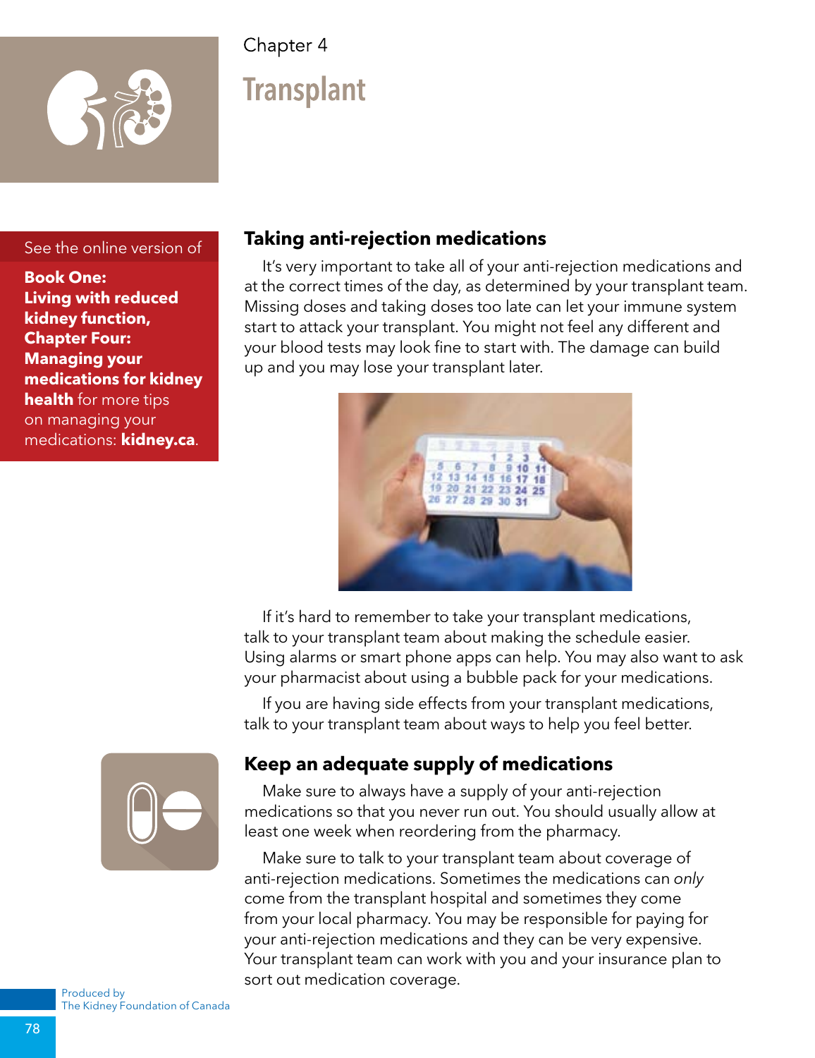Chapter 4

# Transplant

See the online version of **Book One: Living with reduced kidney function, Chapter Four: Managing your medications for kidney health** for more tips on managing your medications: **kidney.ca**.

## Taking anti-rejection medications

It's very important to take all of your anti-rejection medications and at the correct times of the day, as determined by your transplant team. Missing doses and taking doses too late can let your immune system start to attack your transplant. You might not feel any different and your blood tests may look fine to start with. The damage can build up and you may lose your transplant later.

If it's hard to remember to take your transplant medications, talk to your transplant team about making the schedule easier. Using alarms or smart phone apps can help. You may also want to ask your pharmacist about using a bubble pack for your medications.

If you are having side effects from your transplant medications, talk to your transplant team about ways to help you feel better.

## Keep an adequate supply of medications

Make sure to always have a supply of your anti-rejection medications so that you never run out. You should usually allow at least one week when reordering from the pharmacy.

Make sure to talk to your transplant team about coverage of anti-rejection medications. Sometimes the medications can *only* come from the transplant hospital and sometimes they come from your local pharmacy. You may be responsible for paying for your anti-rejection medications and they can be very expensive. Your transplant team can work with you and your insurance plan to sort out medication coverage.

Produced by
The Kidney Foundation of Canada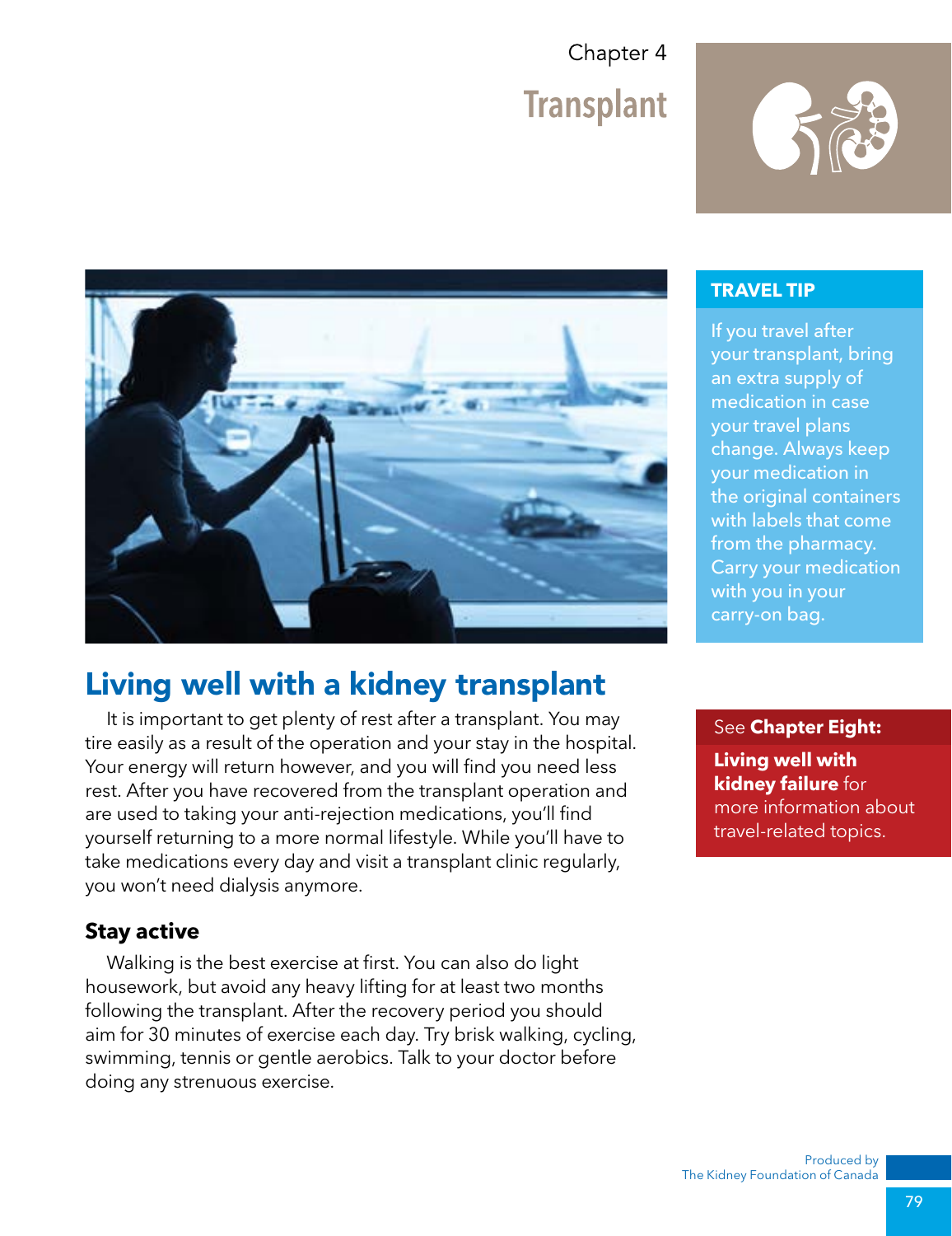Chapter 4

# Transplant

**TRAVEL TIP**

If you travel after your transplant, bring an extra supply of medication in case your travel plans change. Always keep your medication in the original containers with labels that come from the pharmacy. Carry your medication with you in your carry-on bag.

## Living well with a kidney transplant

It is important to get plenty of rest after a transplant. You may tire easily as a result of the operation and your stay in the hospital. Your energy will return however, and you will find you need less rest. After you have recovered from the transplant operation and are used to taking your anti-rejection medications, you'll find yourself returning to a more normal lifestyle. While you'll have to take medications every day and visit a transplant clinic regularly, you won't need dialysis anymore.

See **Chapter Eight: Living well with kidney failure** for more information about travel-related topics.

### Stay active

Walking is the best exercise at first. You can also do light housework, but avoid any heavy lifting for at least two months following the transplant. After the recovery period you should aim for 30 minutes of exercise each day. Try brisk walking, cycling, swimming, tennis or gentle aerobics. Talk to your doctor before doing any strenuous exercise.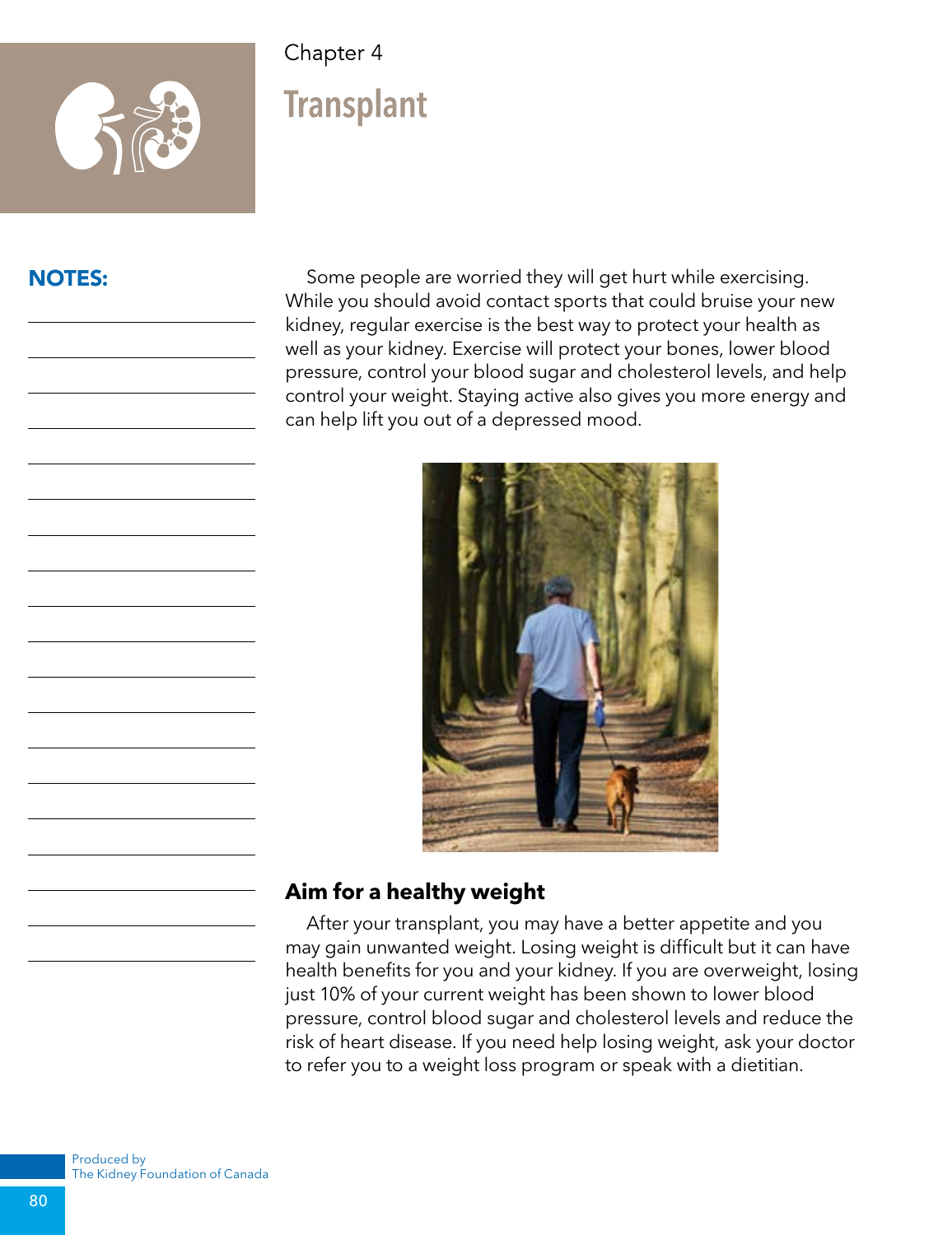Chapter 4

# Transplant

**NOTES:**

Some people are worried they will get hurt while exercising. While you should avoid contact sports that could bruise your new kidney, regular exercise is the best way to protect your health as well as your kidney. Exercise will protect your bones, lower blood pressure, control your blood sugar and cholesterol levels, and help control your weight. Staying active also gives you more energy and can help lift you out of a depressed mood.

## Aim for a healthy weight

After your transplant, you may have a better appetite and you may gain unwanted weight. Losing weight is difficult but it can have health benefits for you and your kidney. If you are overweight, losing just 10% of your current weight has been shown to lower blood pressure, control blood sugar and cholesterol levels and reduce the risk of heart disease. If you need help losing weight, ask your doctor to refer you to a weight loss program or speak with a dietitian.

Produced by
The Kidney Foundation of Canada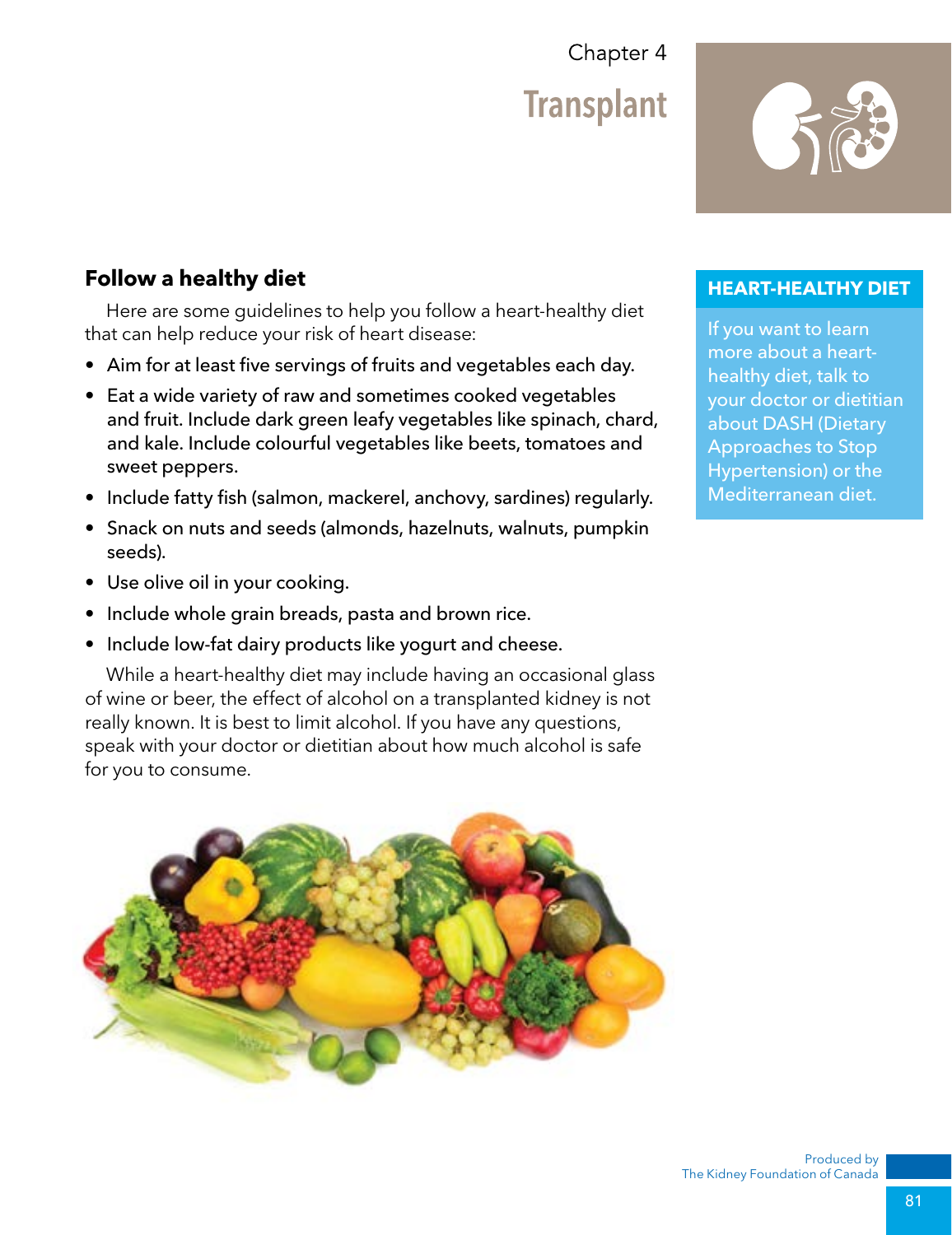## Follow a healthy diet

Here are some guidelines to help you follow a heart-healthy diet that can help reduce your risk of heart disease:

- Aim for at least five servings of fruits and vegetables each day.
- Eat a wide variety of raw and sometimes cooked vegetables and fruit. Include dark green leafy vegetables like spinach, chard, and kale. Include colourful vegetables like beets, tomatoes and sweet peppers.
- Include fatty fish (salmon, mackerel, anchovy, sardines) regularly.
- Snack on nuts and seeds (almonds, hazelnuts, walnuts, pumpkin seeds).
- Use olive oil in your cooking.
- Include whole grain breads, pasta and brown rice.
- Include low-fat dairy products like yogurt and cheese.

While a heart-healthy diet may include having an occasional glass of wine or beer, the effect of alcohol on a transplanted kidney is not really known. It is best to limit alcohol. If you have any questions, speak with your doctor or dietitian about how much alcohol is safe for you to consume.

**HEART-HEALTHY DIET**

If you want to learn more about a heart-healthy diet, talk to your doctor or dietitian about DASH (Dietary Approaches to Stop Hypertension) or the Mediterranean diet.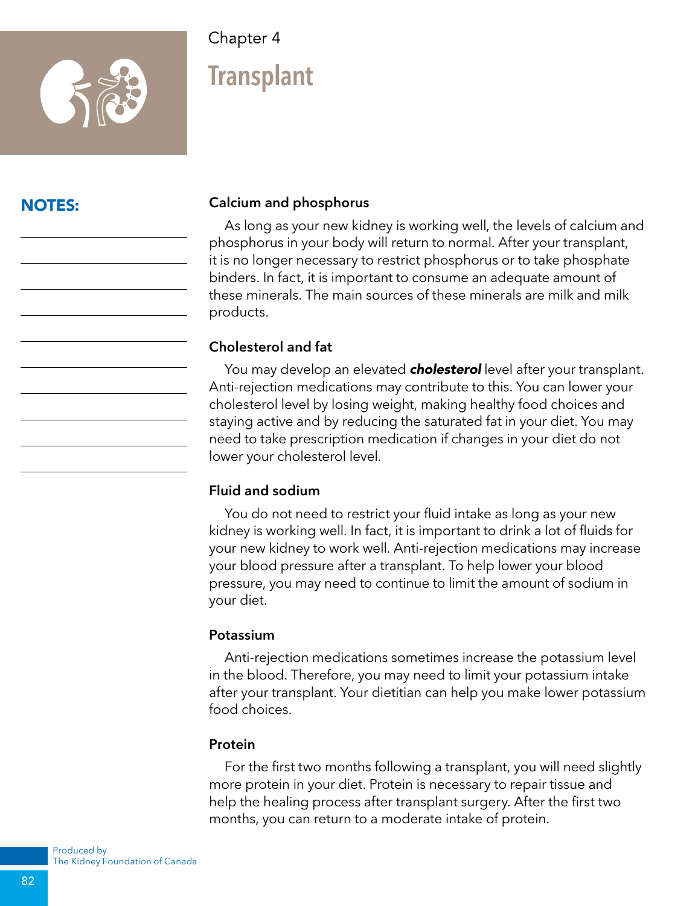Chapter 4

# Transplant

**NOTES:**

### Calcium and phosphorus

As long as your new kidney is working well, the levels of calcium and phosphorus in your body will return to normal. After your transplant, it is no longer necessary to restrict phosphorus or to take phosphate binders. In fact, it is important to consume an adequate amount of these minerals. The main sources of these minerals are milk and milk products.

### Cholesterol and fat

You may develop an elevated ***cholesterol*** level after your transplant. Anti-rejection medications may contribute to this. You can lower your cholesterol level by losing weight, making healthy food choices and staying active and by reducing the saturated fat in your diet. You may need to take prescription medication if changes in your diet do not lower your cholesterol level.

### Fluid and sodium

You do not need to restrict your fluid intake as long as your new kidney is working well. In fact, it is important to drink a lot of fluids for your new kidney to work well. Anti-rejection medications may increase your blood pressure after a transplant. To help lower your blood pressure, you may need to continue to limit the amount of sodium in your diet.

### Potassium

Anti-rejection medications sometimes increase the potassium level in the blood. Therefore, you may need to limit your potassium intake after your transplant. Your dietitian can help you make lower potassium food choices.

### Protein

For the first two months following a transplant, you will need slightly more protein in your diet. Protein is necessary to repair tissue and help the healing process after transplant surgery. After the first two months, you can return to a moderate intake of protein.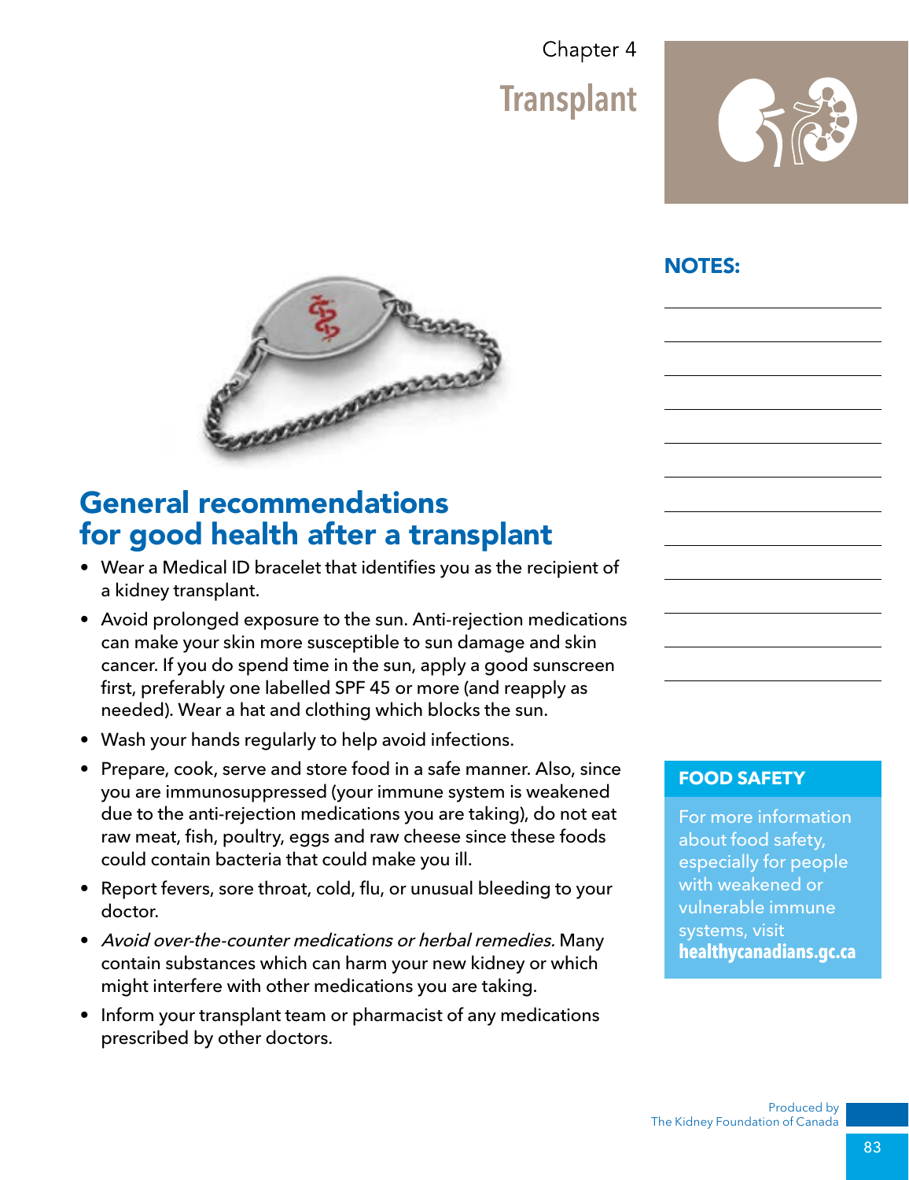Chapter 4

# Transplant

## General recommendations for good health after a transplant

- Wear a Medical ID bracelet that identifies you as the recipient of a kidney transplant.
- Avoid prolonged exposure to the sun. Anti-rejection medications can make your skin more susceptible to sun damage and skin cancer. If you do spend time in the sun, apply a good sunscreen first, preferably one labelled SPF 45 or more (and reapply as needed). Wear a hat and clothing which blocks the sun.
- Wash your hands regularly to help avoid infections.
- Prepare, cook, serve and store food in a safe manner. Also, since you are immunosuppressed (your immune system is weakened due to the anti-rejection medications you are taking), do not eat raw meat, fish, poultry, eggs and raw cheese since these foods could contain bacteria that could make you ill.
- Report fevers, sore throat, cold, flu, or unusual bleeding to your doctor.
- *Avoid over-the-counter medications or herbal remedies.* Many contain substances which can harm your new kidney or which might interfere with other medications you are taking.
- Inform your transplant team or pharmacist of any medications prescribed by other doctors.

**NOTES:**

**FOOD SAFETY**

For more information about food safety, especially for people with weakened or vulnerable immune systems, visit **healthycanadians.gc.ca**

Produced by The Kidney Foundation of Canada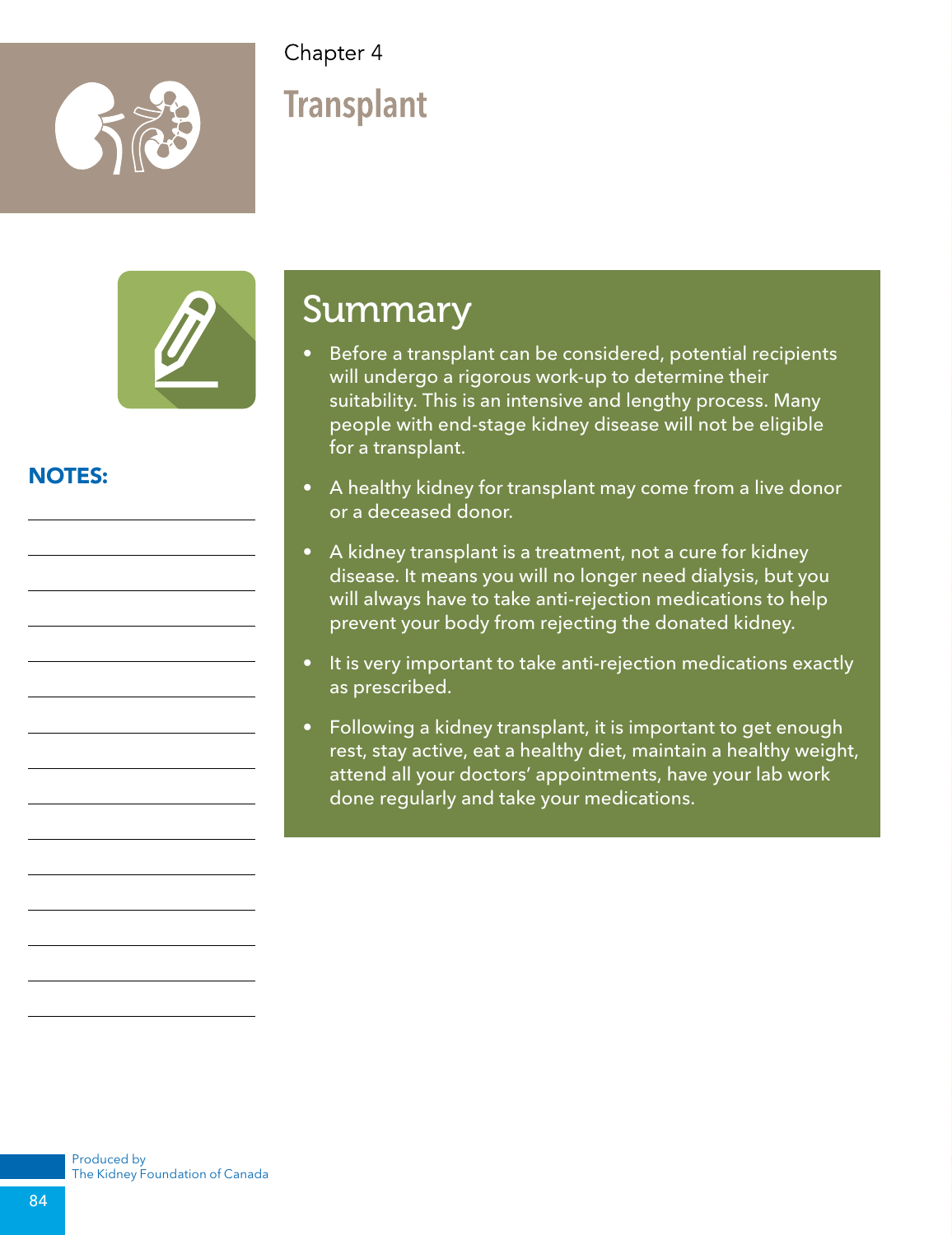Chapter 4

# Transplant

**NOTES:**

## Summary

- Before a transplant can be considered, potential recipients will undergo a rigorous work-up to determine their suitability. This is an intensive and lengthy process. Many people with end-stage kidney disease will not be eligible for a transplant.
- A healthy kidney for transplant may come from a live donor or a deceased donor.
- A kidney transplant is a treatment, not a cure for kidney disease. It means you will no longer need dialysis, but you will always have to take anti-rejection medications to help prevent your body from rejecting the donated kidney.
- It is very important to take anti-rejection medications exactly as prescribed.
- Following a kidney transplant, it is important to get enough rest, stay active, eat a healthy diet, maintain a healthy weight, attend all your doctors' appointments, have your lab work done regularly and take your medications.

Produced by
The Kidney Foundation of Canada